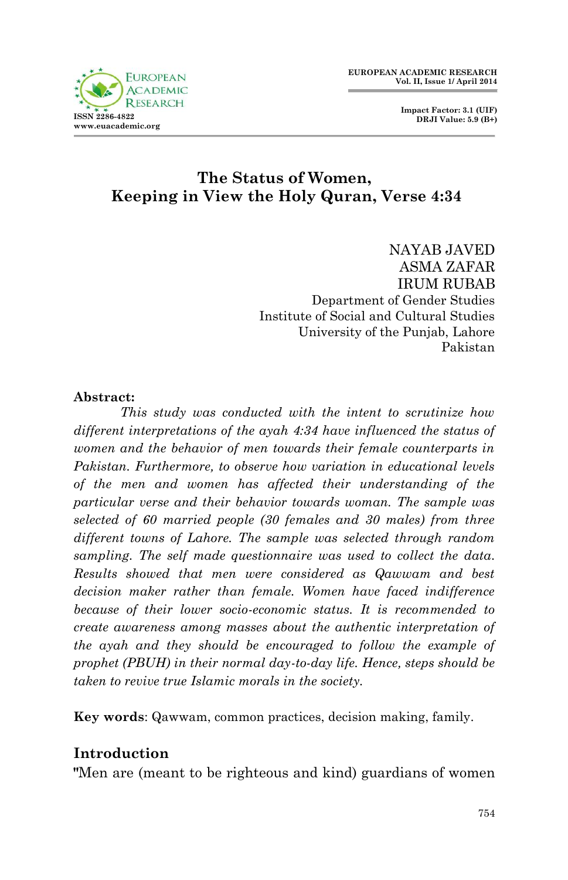# The Status of Women, Keeping in View the Holy Quran, Verse 4:34

NAYAB JAVED
ASMA ZAFAR
IRUM RUBAB
Department of Gender Studies
Institute of Social and Cultural Studies
University of the Punjab, Lahore
Pakistan

**Abstract:**

*This study was conducted with the intent to scrutinize how different interpretations of the ayah 4:34 have influenced the status of women and the behavior of men towards their female counterparts in Pakistan. Furthermore, to observe how variation in educational levels of the men and women has affected their understanding of the particular verse and their behavior towards woman. The sample was selected of 60 married people (30 females and 30 males) from three different towns of Lahore. The sample was selected through random sampling. The self made questionnaire was used to collect the data. Results showed that men were considered as Qawwam and best decision maker rather than female. Women have faced indifference because of their lower socio-economic status. It is recommended to create awareness among masses about the authentic interpretation of the ayah and they should be encouraged to follow the example of prophet (PBUH) in their normal day-to-day life. Hence, steps should be taken to revive true Islamic morals in the society.*

**Key words**: Qawwam, common practices, decision making, family.

## Introduction

"Men are (meant to be righteous and kind) guardians of women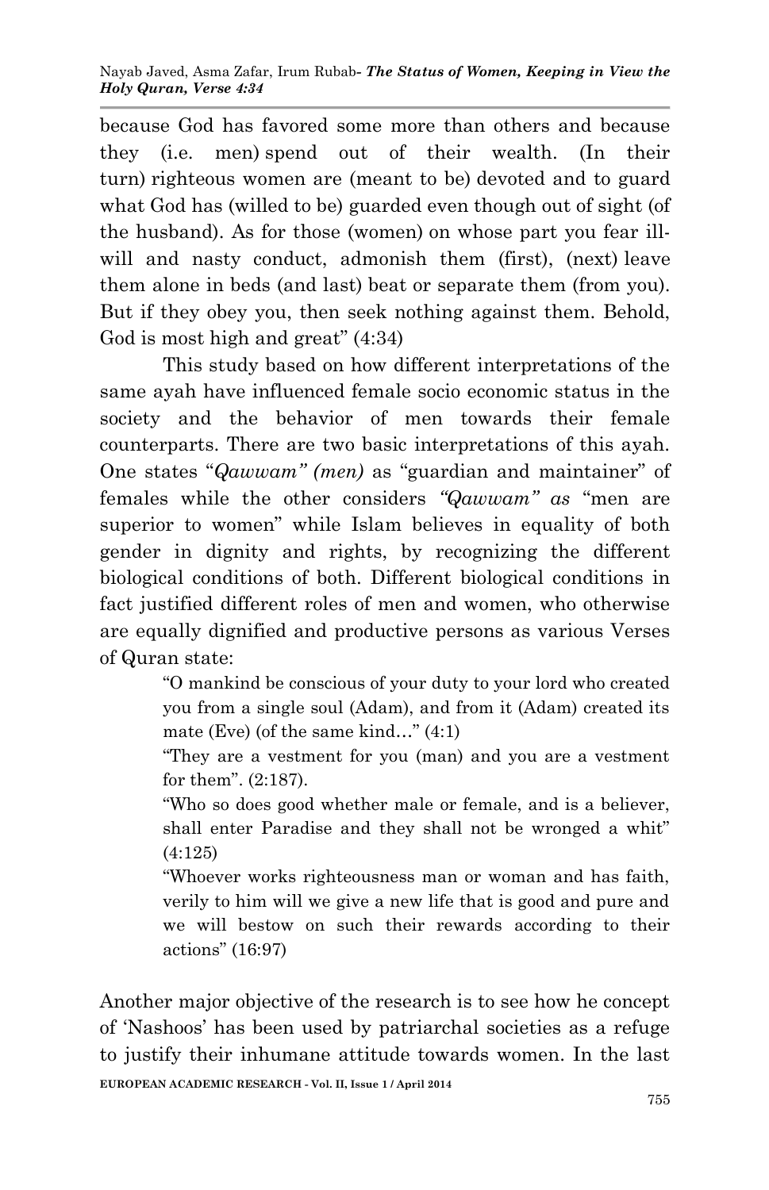because God has favored some more than others and because they (i.e. men) spend out of their wealth. (In their turn) righteous women are (meant to be) devoted and to guard what God has (willed to be) guarded even though out of sight (of the husband). As for those (women) on whose part you fear ill-will and nasty conduct, admonish them (first), (next) leave them alone in beds (and last) beat or separate them (from you). But if they obey you, then seek nothing against them. Behold, God is most high and great" (4:34)

This study based on how different interpretations of the same ayah have influenced female socio economic status in the society and the behavior of men towards their female counterparts. There are two basic interpretations of this ayah. One states "*Qawwam" (men)* as "guardian and maintainer" of females while the other considers *"Qawwam" as* "men are superior to women" while Islam believes in equality of both gender in dignity and rights, by recognizing the different biological conditions of both. Different biological conditions in fact justified different roles of men and women, who otherwise are equally dignified and productive persons as various Verses of Quran state:

> "O mankind be conscious of your duty to your lord who created you from a single soul (Adam), and from it (Adam) created its mate (Eve) (of the same kind…" (4:1)
>
> "They are a vestment for you (man) and you are a vestment for them". (2:187).
>
> "Who so does good whether male or female, and is a believer, shall enter Paradise and they shall not be wronged a whit" (4:125)
>
> "Whoever works righteousness man or woman and has faith, verily to him will we give a new life that is good and pure and we will bestow on such their rewards according to their actions" (16:97)

Another major objective of the research is to see how he concept of 'Nashoos' has been used by patriarchal societies as a refuge to justify their inhumane attitude towards women. In the last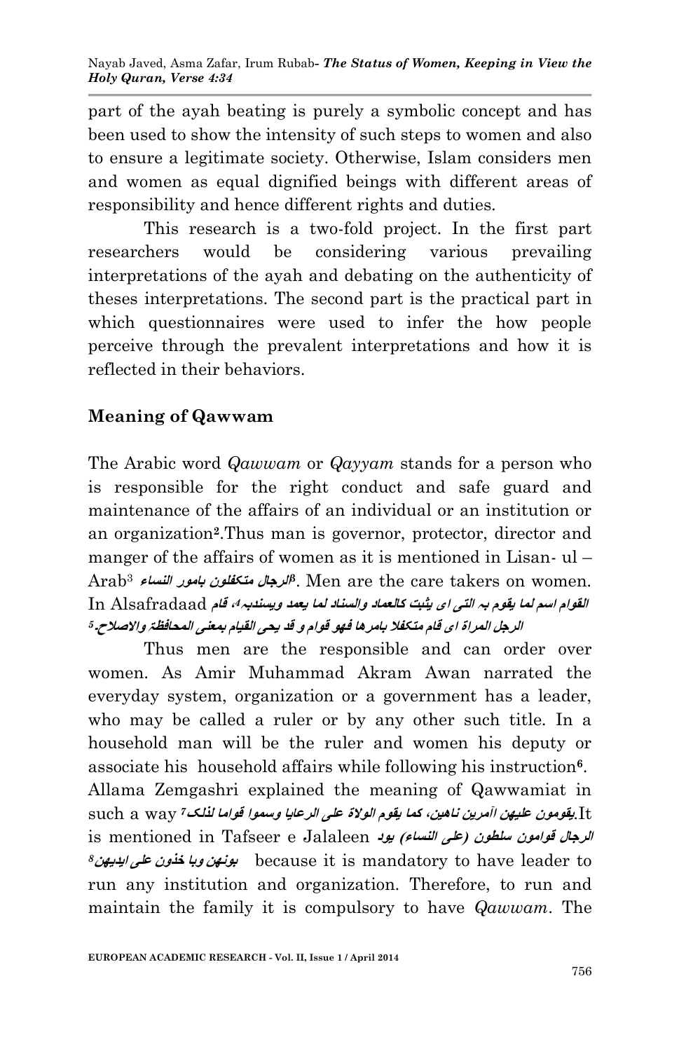part of the ayah beating is purely a symbolic concept and has been used to show the intensity of such steps to women and also to ensure a legitimate society. Otherwise, Islam considers men and women as equal dignified beings with different areas of responsibility and hence different rights and duties.

This research is a two-fold project. In the first part researchers would be considering various prevailing interpretations of the ayah and debating on the authenticity of theses interpretations. The second part is the practical part in which questionnaires were used to infer the how people perceive through the prevalent interpretations and how it is reflected in their behaviors.

## Meaning of Qawwam

The Arabic word *Qawwam* or *Qayyam* stands for a person who is responsible for the right conduct and safe guard and maintenance of the affairs of an individual or an institution or an organization[2]. Thus man is governor, protector, director and manger of the affairs of women as it is mentioned in Lisan- ul – Arab[3] **الرجال متكفلون بامور النساء**[3]. Men are the care takers on women. In Alsafradaad **القوام اسم لما يقوم بہ التی ای یثبت کالعماد والسناد لما یعمد ویسندبہ**[4]**، قام الرجل المراۃ ای قام متکفلا بامرھا فھو قوام و قد یحی القیام بمعنی المحافظۃ والاصلاح**.[5]

Thus men are the responsible and can order over women. As Amir Muhammad Akram Awan narrated the everyday system, organization or a government has a leader, who may be called a ruler or by any other such title. In a household man will be the ruler and women his deputy or associate his household affairs while following his instruction[6]. Allama Zemgashri explained the meaning of Qawwamiat in such a way[7] **یقومون علیھن آمرین ناھین، کما یقوم الولاۃ علی الرعایا وسموا قواما لذلک**. It is mentioned in Tafseer e Jalaleen **الرجال قوامون سلطون (علی النساء) یود بونھن وبا خذون علی ایدیھن**[8] because it is mandatory to have leader to run any institution and organization. Therefore, to run and maintain the family it is compulsory to have *Qawwam*. The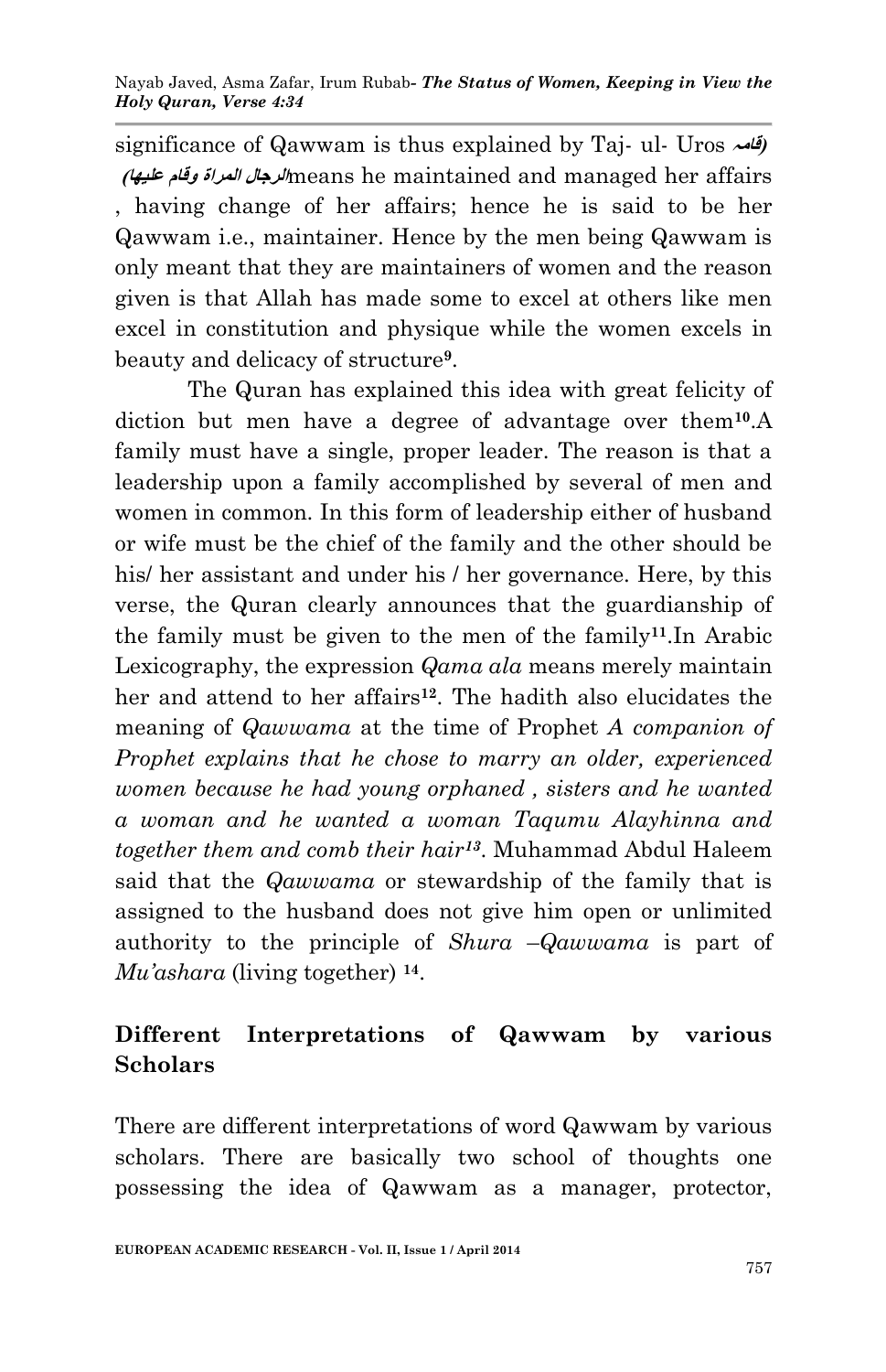significance of Qawwam is thus explained by Taj- ul- Uros قامہ) (الرجال المراة وقام علیها/means he maintained and managed her affairs , having change of her affairs; hence he is said to be her Qawwam i.e., maintainer. Hence by the men being Qawwam is only meant that they are maintainers of women and the reason given is that Allah has made some to excel at others like men excel in constitution and physique while the women excels in beauty and delicacy of structure[9].

The Quran has explained this idea with great felicity of diction but men have a degree of advantage over them[10].A family must have a single, proper leader. The reason is that a leadership upon a family accomplished by several of men and women in common. In this form of leadership either of husband or wife must be the chief of the family and the other should be his/ her assistant and under his / her governance. Here, by this verse, the Quran clearly announces that the guardianship of the family must be given to the men of the family[11].In Arabic Lexicography, the expression *Qama ala* means merely maintain her and attend to her affairs[12]. The hadith also elucidates the meaning of *Qawwama* at the time of Prophet *A companion of Prophet explains that he chose to marry an older, experienced women because he had young orphaned , sisters and he wanted a woman and he wanted a woman Taqumu Alayhinna and together them and comb their hair*[13]. Muhammad Abdul Haleem said that the *Qawwama* or stewardship of the family that is assigned to the husband does not give him open or unlimited authority to the principle of *Shura* –*Qawwama* is part of *Mu'ashara* (living together) [14].

## Different Interpretations of Qawwam by various Scholars

There are different interpretations of word Qawwam by various scholars. There are basically two school of thoughts one possessing the idea of Qawwam as a manager, protector,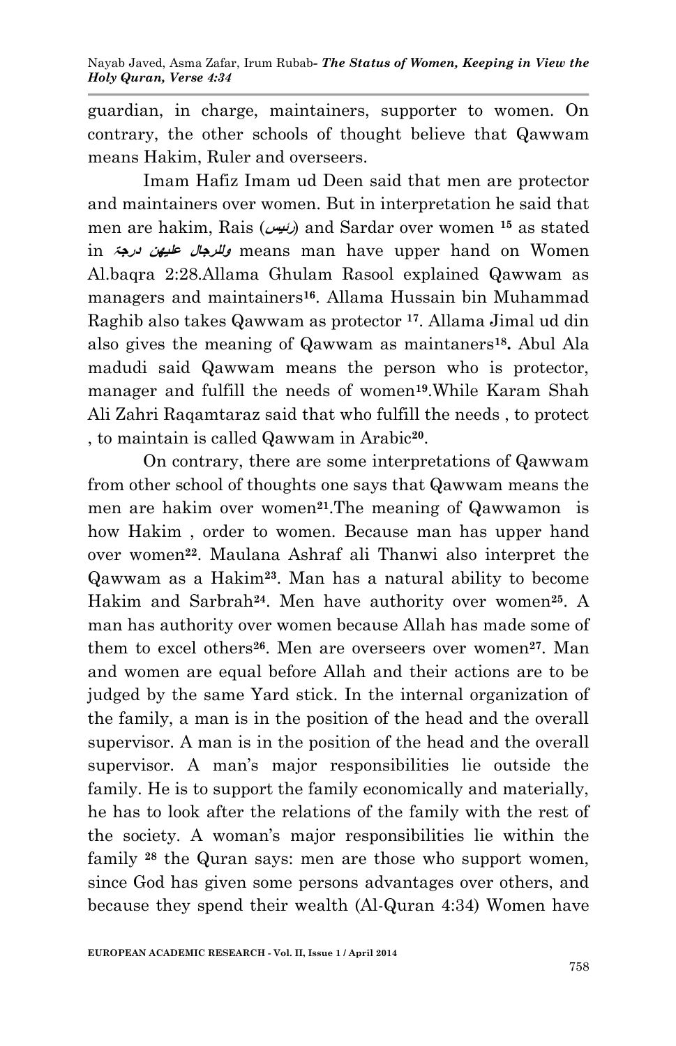guardian, in charge, maintainers, supporter to women. On contrary, the other schools of thought believe that Qawwam means Hakim, Ruler and overseers.

Imam Hafiz Imam ud Deen said that men are protector and maintainers over women. But in interpretation he said that men are hakim, Rais (رئیس) and Sardar over women [15] as stated in **وللرجال علیهن درجة** means man have upper hand on Women Al.baqra 2:28.Allama Ghulam Rasool explained Qawwam as managers and maintainers[16]. Allama Hussain bin Muhammad Raghib also takes Qawwam as protector [17]. Allama Jimal ud din also gives the meaning of Qawwam as maintaners[18]**.** Abul Ala madudi said Qawwam means the person who is protector, manager and fulfill the needs of women[19].While Karam Shah Ali Zahri Raqamtaraz said that who fulfill the needs , to protect , to maintain is called Qawwam in Arabic[20].

On contrary, there are some interpretations of Qawwam from other school of thoughts one says that Qawwam means the men are hakim over women[21].The meaning of Qawwamon is how Hakim , order to women. Because man has upper hand over women[22]. Maulana Ashraf ali Thanwi also interpret the Qawwam as a Hakim[23]. Man has a natural ability to become Hakim and Sarbrah[24]. Men have authority over women[25]. A man has authority over women because Allah has made some of them to excel others[26]. Men are overseers over women[27]. Man and women are equal before Allah and their actions are to be judged by the same Yard stick. In the internal organization of the family, a man is in the position of the head and the overall supervisor. A man is in the position of the head and the overall supervisor. A man's major responsibilities lie outside the family. He is to support the family economically and materially, he has to look after the relations of the family with the rest of the society. A woman's major responsibilities lie within the family [28] the Quran says: men are those who support women, since God has given some persons advantages over others, and because they spend their wealth (Al-Quran 4:34) Women have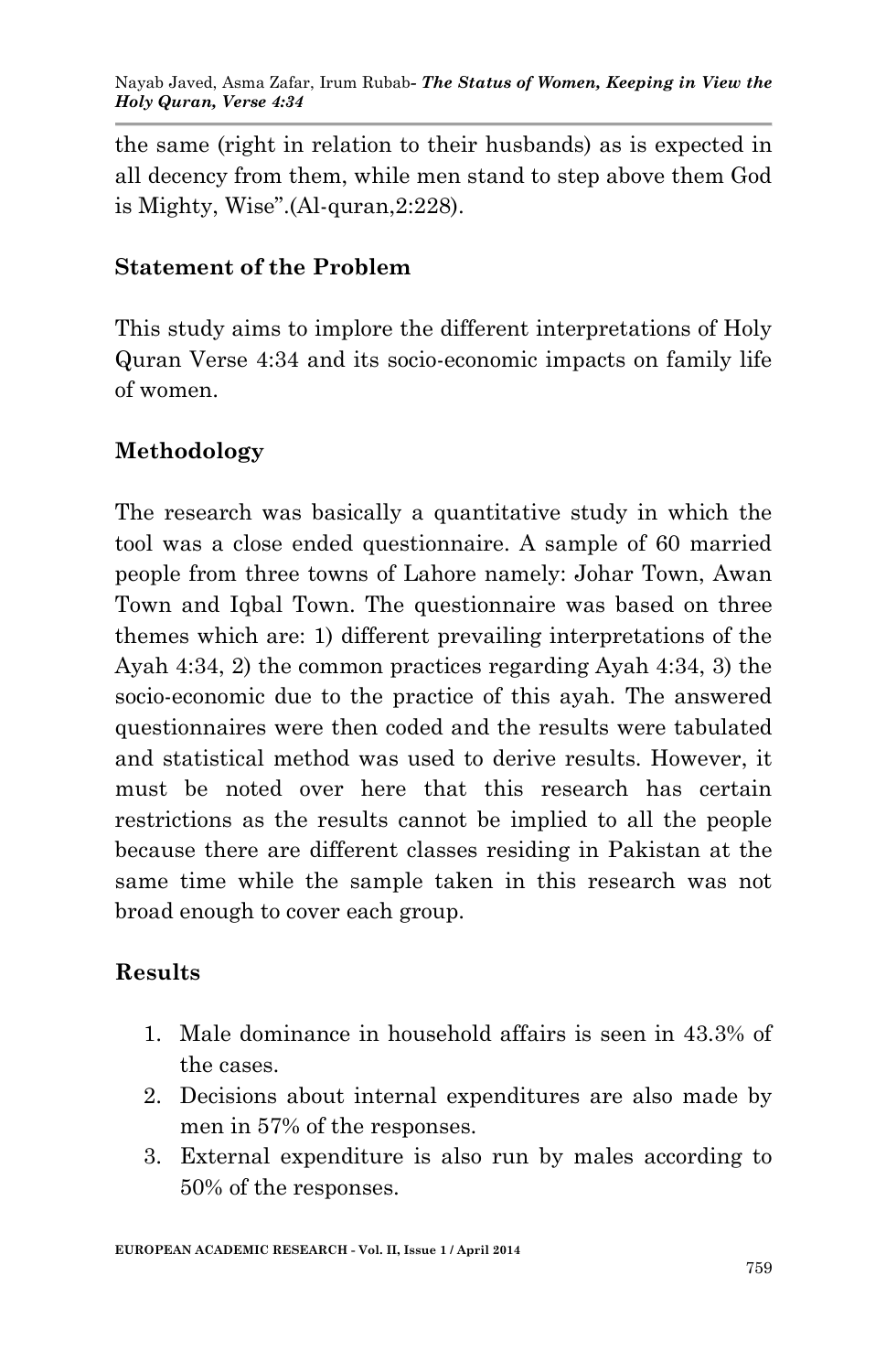the same (right in relation to their husbands) as is expected in all decency from them, while men stand to step above them God is Mighty, Wise".(Al-quran,2:228).

## Statement of the Problem

This study aims to implore the different interpretations of Holy Quran Verse 4:34 and its socio-economic impacts on family life of women.

## Methodology

The research was basically a quantitative study in which the tool was a close ended questionnaire. A sample of 60 married people from three towns of Lahore namely: Johar Town, Awan Town and Iqbal Town. The questionnaire was based on three themes which are: 1) different prevailing interpretations of the Ayah 4:34, 2) the common practices regarding Ayah 4:34, 3) the socio-economic due to the practice of this ayah. The answered questionnaires were then coded and the results were tabulated and statistical method was used to derive results. However, it must be noted over here that this research has certain restrictions as the results cannot be implied to all the people because there are different classes residing in Pakistan at the same time while the sample taken in this research was not broad enough to cover each group.

## Results

1. Male dominance in household affairs is seen in 43.3% of the cases.
2. Decisions about internal expenditures are also made by men in 57% of the responses.
3. External expenditure is also run by males according to 50% of the responses.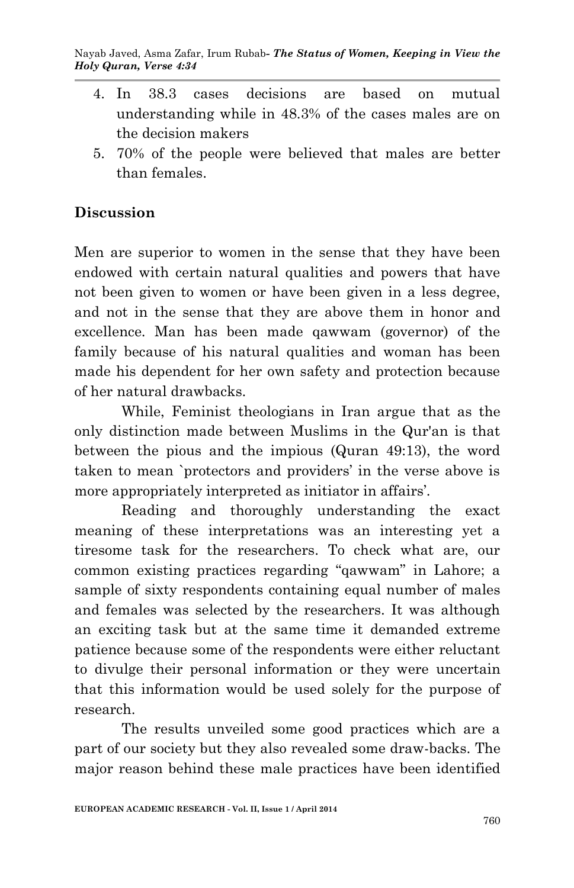4. In 38.3 cases decisions are based on mutual understanding while in 48.3% of the cases males are on the decision makers
5. 70% of the people were believed that males are better than females.

## Discussion

Men are superior to women in the sense that they have been endowed with certain natural qualities and powers that have not been given to women or have been given in a less degree, and not in the sense that they are above them in honor and excellence. Man has been made qawwam (governor) of the family because of his natural qualities and woman has been made his dependent for her own safety and protection because of her natural drawbacks.

While, Feminist theologians in Iran argue that as the only distinction made between Muslims in the Qur'an is that between the pious and the impious (Quran 49:13), the word taken to mean `protectors and providers' in the verse above is more appropriately interpreted as initiator in affairs'.

Reading and thoroughly understanding the exact meaning of these interpretations was an interesting yet a tiresome task for the researchers. To check what are, our common existing practices regarding "qawwam" in Lahore; a sample of sixty respondents containing equal number of males and females was selected by the researchers. It was although an exciting task but at the same time it demanded extreme patience because some of the respondents were either reluctant to divulge their personal information or they were uncertain that this information would be used solely for the purpose of research.

The results unveiled some good practices which are a part of our society but they also revealed some draw-backs. The major reason behind these male practices have been identified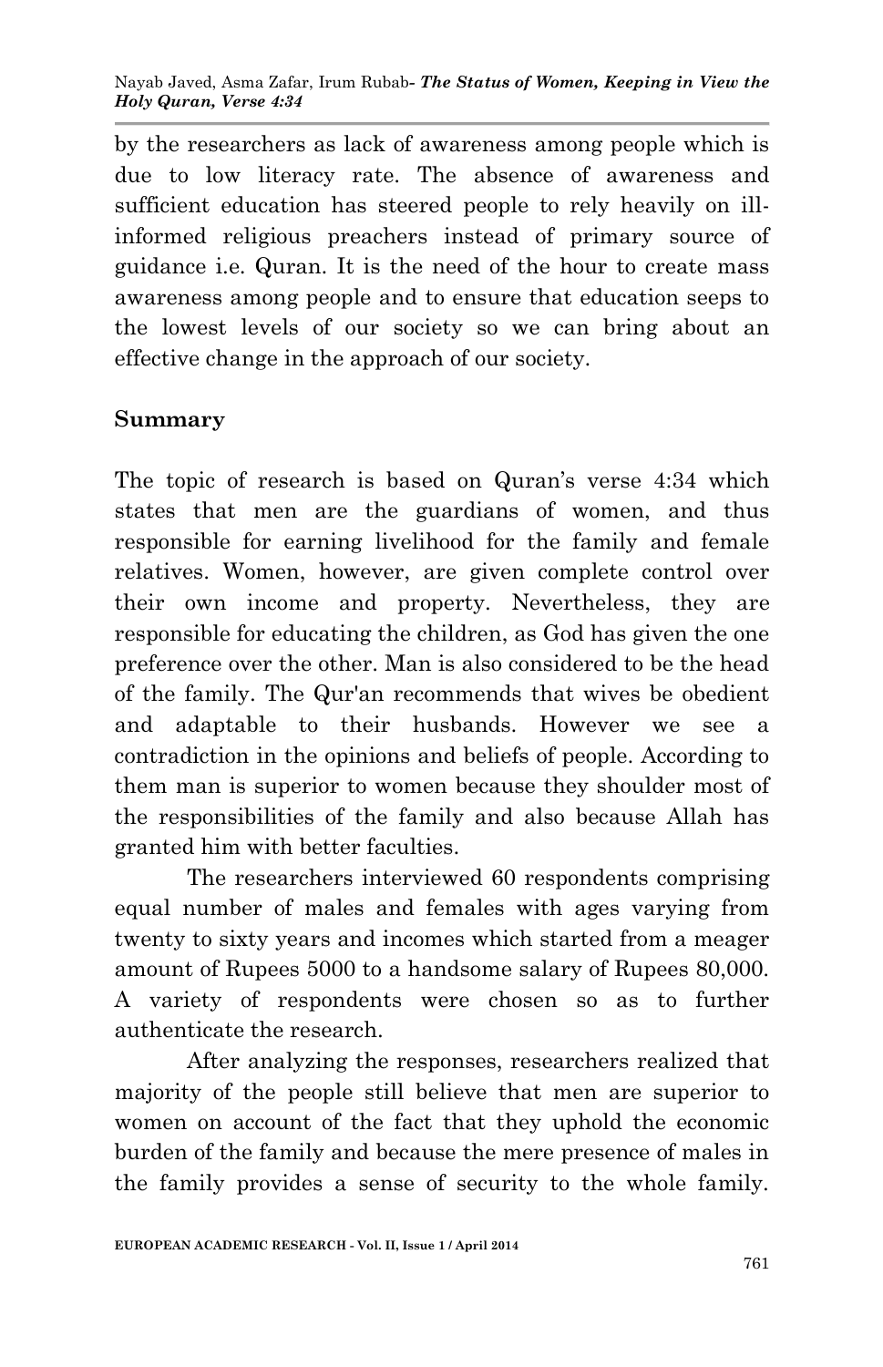by the researchers as lack of awareness among people which is due to low literacy rate. The absence of awareness and sufficient education has steered people to rely heavily on ill-informed religious preachers instead of primary source of guidance i.e. Quran. It is the need of the hour to create mass awareness among people and to ensure that education seeps to the lowest levels of our society so we can bring about an effective change in the approach of our society.

## Summary

The topic of research is based on Quran's verse 4:34 which states that men are the guardians of women, and thus responsible for earning livelihood for the family and female relatives. Women, however, are given complete control over their own income and property. Nevertheless, they are responsible for educating the children, as God has given the one preference over the other. Man is also considered to be the head of the family. The Qur'an recommends that wives be obedient and adaptable to their husbands. However we see a contradiction in the opinions and beliefs of people. According to them man is superior to women because they shoulder most of the responsibilities of the family and also because Allah has granted him with better faculties.

The researchers interviewed 60 respondents comprising equal number of males and females with ages varying from twenty to sixty years and incomes which started from a meager amount of Rupees 5000 to a handsome salary of Rupees 80,000. A variety of respondents were chosen so as to further authenticate the research.

After analyzing the responses, researchers realized that majority of the people still believe that men are superior to women on account of the fact that they uphold the economic burden of the family and because the mere presence of males in the family provides a sense of security to the whole family.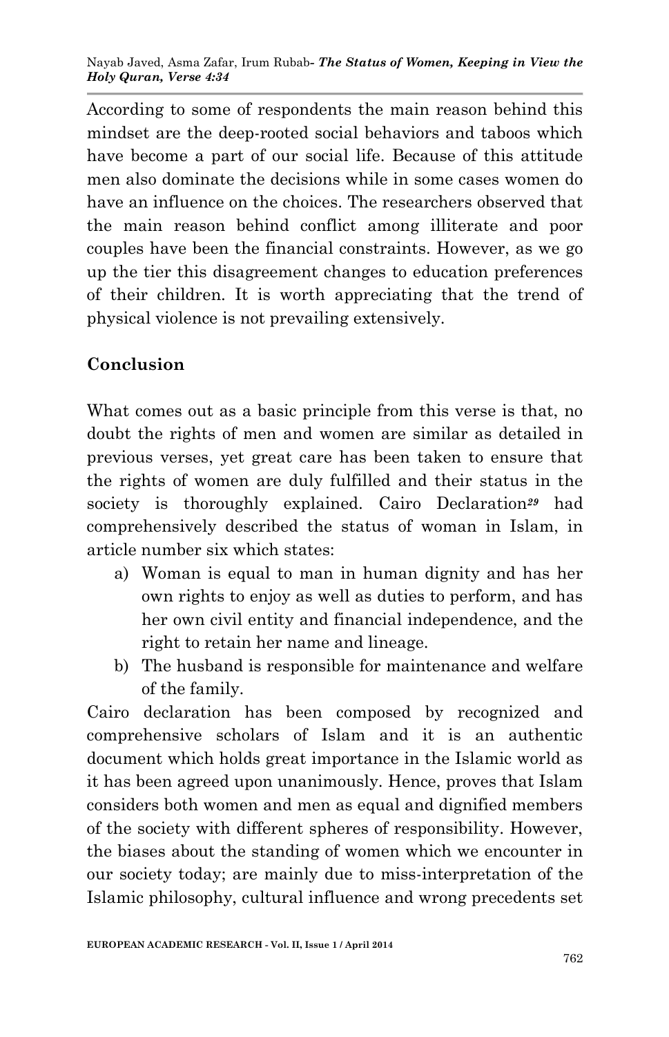According to some of respondents the main reason behind this mindset are the deep-rooted social behaviors and taboos which have become a part of our social life. Because of this attitude men also dominate the decisions while in some cases women do have an influence on the choices. The researchers observed that the main reason behind conflict among illiterate and poor couples have been the financial constraints. However, as we go up the tier this disagreement changes to education preferences of their children. It is worth appreciating that the trend of physical violence is not prevailing extensively.

## Conclusion

What comes out as a basic principle from this verse is that, no doubt the rights of men and women are similar as detailed in previous verses, yet great care has been taken to ensure that the rights of women are duly fulfilled and their status in the society is thoroughly explained. Cairo Declaration[29] had comprehensively described the status of woman in Islam, in article number six which states:

a) Woman is equal to man in human dignity and has her own rights to enjoy as well as duties to perform, and has her own civil entity and financial independence, and the right to retain her name and lineage.
b) The husband is responsible for maintenance and welfare of the family.

Cairo declaration has been composed by recognized and comprehensive scholars of Islam and it is an authentic document which holds great importance in the Islamic world as it has been agreed upon unanimously. Hence, proves that Islam considers both women and men as equal and dignified members of the society with different spheres of responsibility. However, the biases about the standing of women which we encounter in our society today; are mainly due to miss-interpretation of the Islamic philosophy, cultural influence and wrong precedents set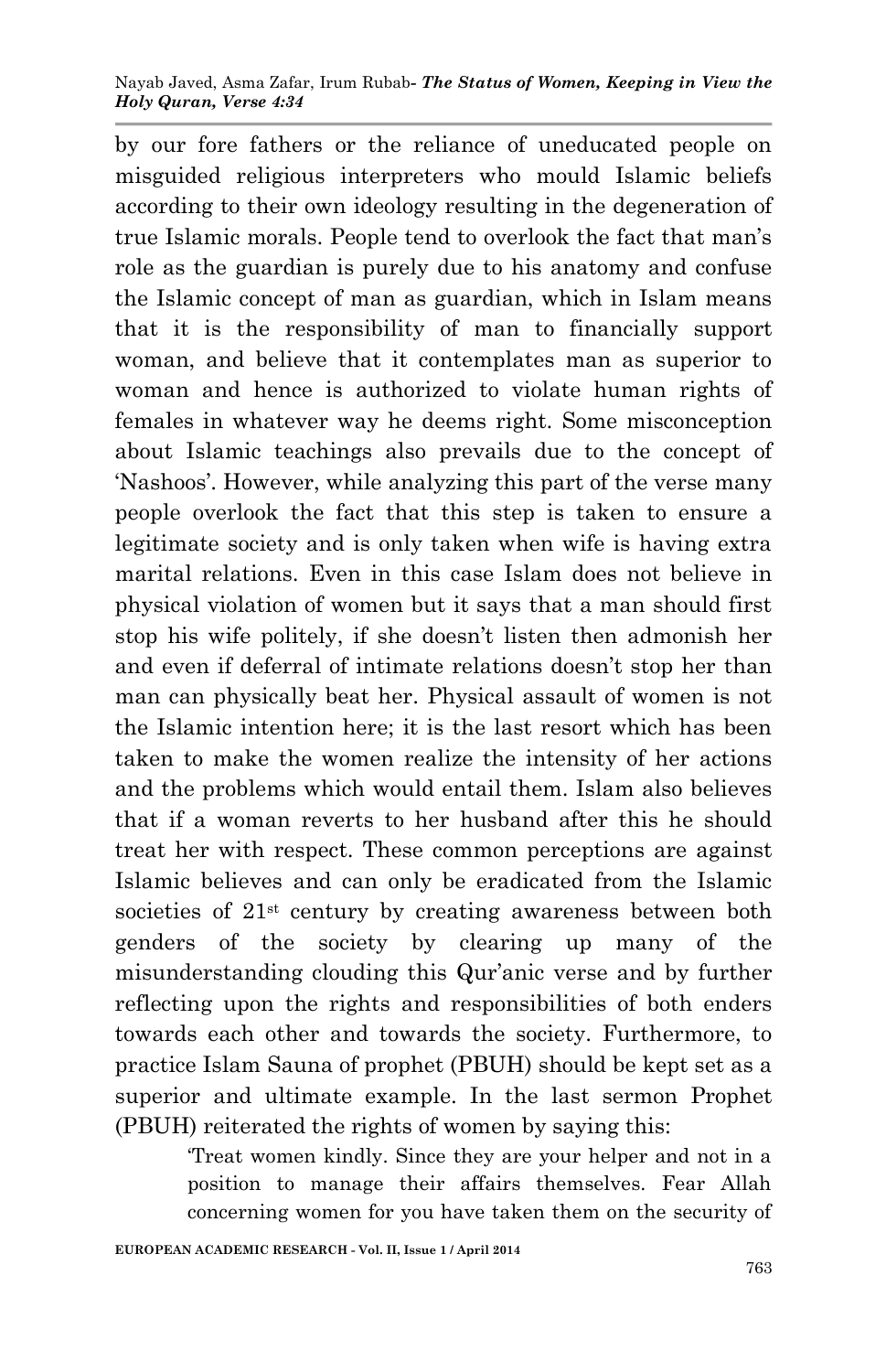by our fore fathers or the reliance of uneducated people on misguided religious interpreters who mould Islamic beliefs according to their own ideology resulting in the degeneration of true Islamic morals. People tend to overlook the fact that man's role as the guardian is purely due to his anatomy and confuse the Islamic concept of man as guardian, which in Islam means that it is the responsibility of man to financially support woman, and believe that it contemplates man as superior to woman and hence is authorized to violate human rights of females in whatever way he deems right. Some misconception about Islamic teachings also prevails due to the concept of 'Nashoos'. However, while analyzing this part of the verse many people overlook the fact that this step is taken to ensure a legitimate society and is only taken when wife is having extra marital relations. Even in this case Islam does not believe in physical violation of women but it says that a man should first stop his wife politely, if she doesn't listen then admonish her and even if deferral of intimate relations doesn't stop her than man can physically beat her. Physical assault of women is not the Islamic intention here; it is the last resort which has been taken to make the women realize the intensity of her actions and the problems which would entail them. Islam also believes that if a woman reverts to her husband after this he should treat her with respect. These common perceptions are against Islamic believes and can only be eradicated from the Islamic societies of 21st century by creating awareness between both genders of the society by clearing up many of the misunderstanding clouding this Qur'anic verse and by further reflecting upon the rights and responsibilities of both enders towards each other and towards the society. Furthermore, to practice Islam Sauna of prophet (PBUH) should be kept set as a superior and ultimate example. In the last sermon Prophet (PBUH) reiterated the rights of women by saying this:

> 'Treat women kindly. Since they are your helper and not in a position to manage their affairs themselves. Fear Allah concerning women for you have taken them on the security of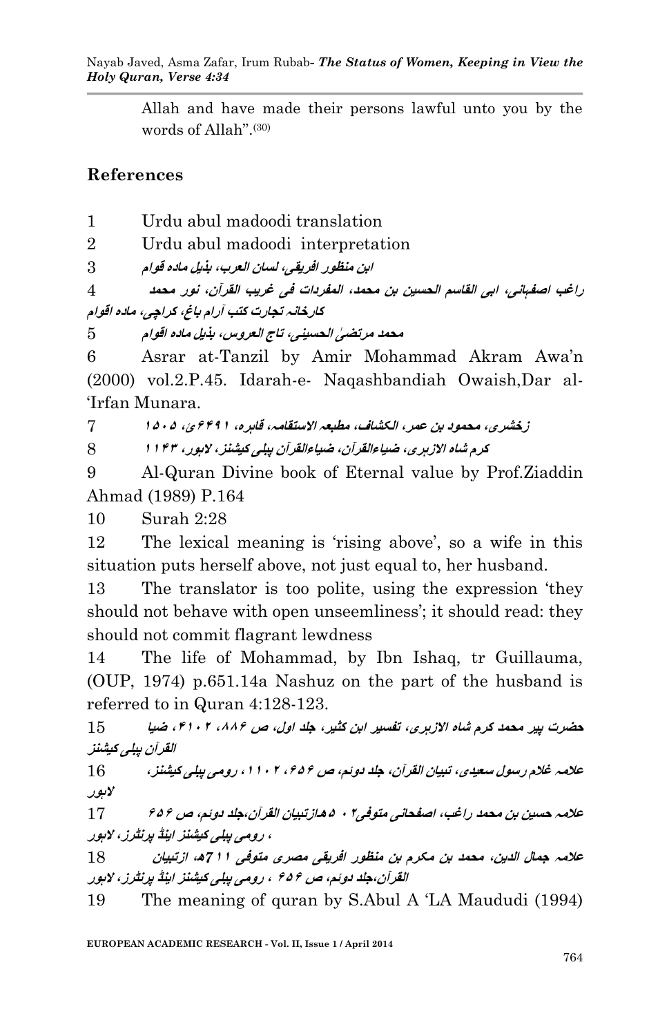Allah and have made their persons lawful unto you by the words of Allah".(30)

## References

1 Urdu abul madoodi translation

2 Urdu abul madoodi interpretation

3 ابن منظور افریقی، لسان العرب، بذیل مادہ قوام

4 راغب اصفہانی، ابی القاسم الحسین بن محمد، المفردات فی غریب القرآن، نور محمد کارخانہ تجارت کتب آرام باغ، کراچی، مادہ اقوام

5 محمد مرتضیٰ الحسینی، تاج العروس، بذیل مادہ اقوام

6 Asrar at-Tanzil by Amir Mohammad Akram Awa'n (2000) vol.2.P.45. Idarah-e- Naqashbandiah Owaish,Dar al-'Irfan Munara.

7 زخشری، محمود بن عمر، الکشاف، مطبعہ الاستقامہ، قاہرہ، ۱۹۴۶ئ، ۵۰۵ا

8 کرم شاہ الازہری، ضیاءالقرآن، ضیاءالقرآن پبلی کیشنز، لاہور، ۱۱۴۳

9 Al-Quran Divine book of Eternal value by Prof.Ziaddin Ahmad (1989) P.164

10 Surah 2:28

12 The lexical meaning is 'rising above', so a wife in this situation puts herself above, not just equal to, her husband.

13 The translator is too polite, using the expression 'they should not behave with open unseemliness'; it should read: they should not commit flagrant lewdness

14 The life of Mohammad, by Ibn Ishaq, tr Guillauma, (OUP, 1974) p.651.14a Nashuz on the part of the husband is referred to in Quran 4:128-123.

15 حضرت پیر محمد کرم شاہ الازہری، تفسیر ابن کثیر، جلد اول، ص ۸۸۶، ۲۰۱۴، ضیا القرآن پبلی کیشنز

16 علامہ غلام رسول سعیدی، تبیان القرآن، جلد دوئم، ص ۶۵۶، ۲۰۱۱، رومی پبلی کیشنز، لاہور

17 علامہ حسین بن محمد راغب، اصفحانی متوفی۵۰۲ھازتبیان القرآن،جلد دوئم، ص ۶۵۶ ، رومی پبلی کیشنز اینڈ پرنٹرز، لاہور

18 علامہ جمال الدین، محمد بن مکرم بن منظور افریقی مصری متوفی ۷۱۱ھ، ازتبیان القرآن،جلد دوئم، ص ۶۵۶ ، رومی پبلی کیشنز اینڈ پرنٹرز، لاہور

19 The meaning of quran by S.Abul A 'LA Maududi (1994)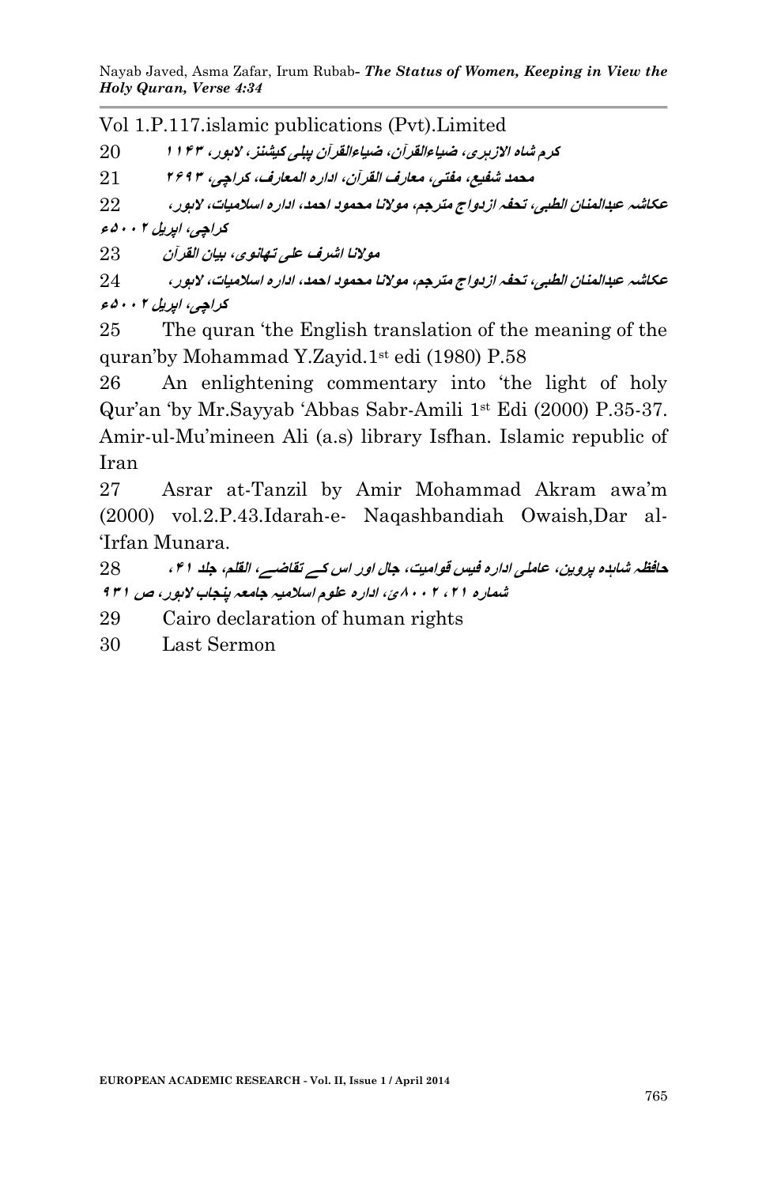Vol 1.P.117.islamic publications (Pvt).Limited

20 کرم شاہ الازہری، ضیاءالقرآن، ضیاءالقرآن پبلی کیشنز، لاہور، ۱۱۴۳

21 محمد شفیع، مفتی، معارف القرآن، ادارہ المعارف، کراچی، ۲۶۹۳

22 عکاشہ عبدالمنان الطبی، تحفہ ازدواج مترجم، مولانا محمود احمد، ادارہ اسلامیات، لاہور، کراچی، اپریل ۲۰۰۵ء

23 مولانا اشرف علی تھانوی، بیان القرآن

24 عکاشہ عبدالمنان الطبی، تحفہ ازدواج مترجم، مولانا محمود احمد، ادارہ اسلامیات، لاہور، کراچی، اپریل ۲۰۰۵ء

25 The quran 'the English translation of the meaning of the quran'by Mohammad Y.Zayid.1st edi (1980) P.58

26 An enlightening commentary into 'the light of holy Qur'an 'by Mr.Sayyab 'Abbas Sabr-Amili 1st Edi (2000) P.35-37. Amir-ul-Mu'mineen Ali (a.s) library Isfhan. Islamic republic of Iran

27 Asrar at-Tanzil by Amir Mohammad Akram awa'm (2000) vol.2.P.43.Idarah-e- Naqashbandiah Owaish,Dar al-'Irfan Munara.

28 حافظہ شاہدہ پروین، عاملی ادارہ فیس قوامیت، جال اور اس کے تقاضے، القلم، جلد ۴۱، شمارہ ۲۱، ۲۰۰۸ئ، ادارہ علوم اسلامیہ جامعہ پنجاب لاہور، ص ۹۳۱

29 Cairo declaration of human rights

30 Last Sermon